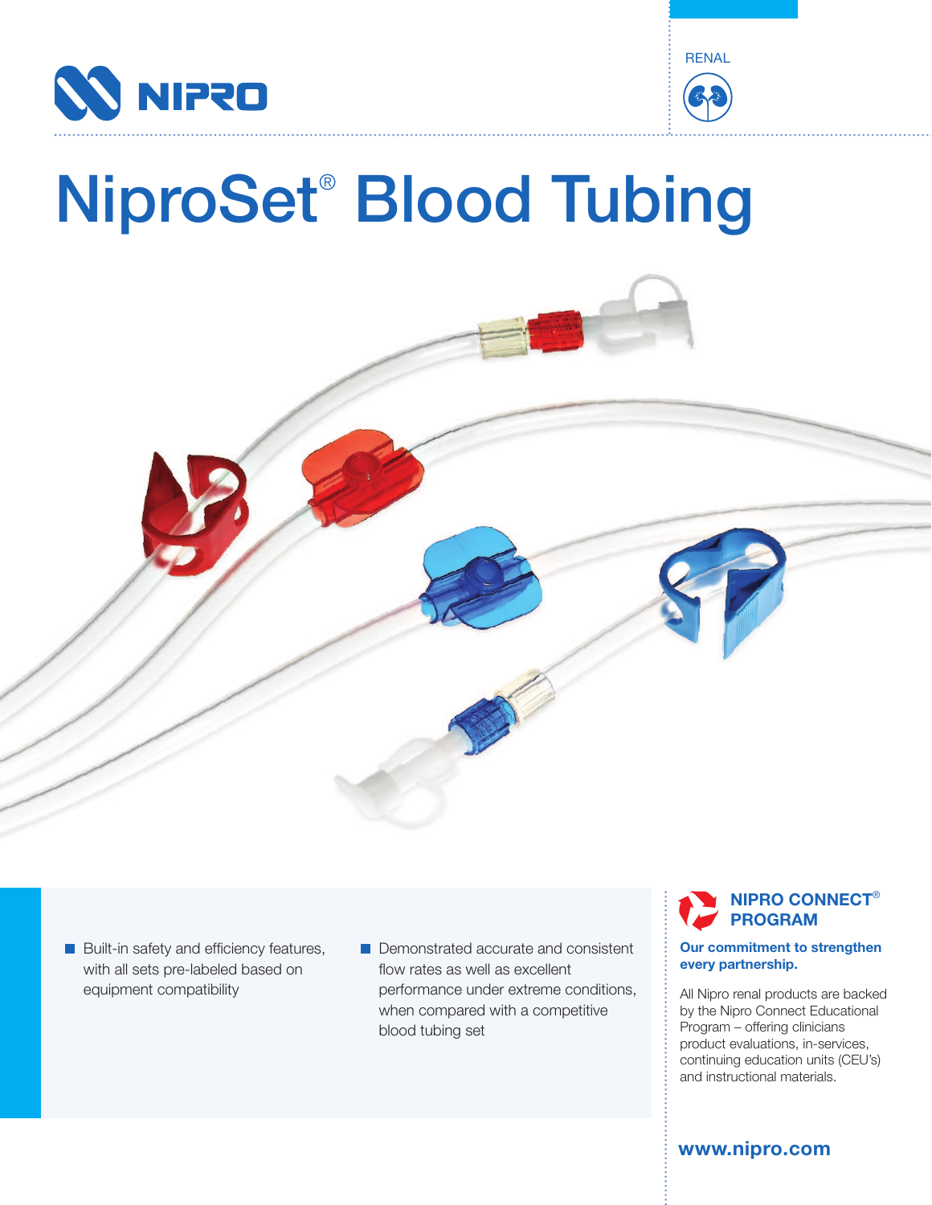NIPRO

RENAL

# NiproSet® Blood Tubing

- Built-in safety and efficiency features, with all sets pre-labeled based on equipment compatibility
- Demonstrated accurate and consistent flow rates as well as excellent performance under extreme conditions, when compared with a competitive blood tubing set

## NIPRO CONNECT® PROGRAM

**Our commitment to strengthen every partnership.**

All Nipro renal products are backed by the Nipro Connect Educational Program – offering clinicians product evaluations, in-services, continuing education units (CEU's) and instructional materials.

**www.nipro.com**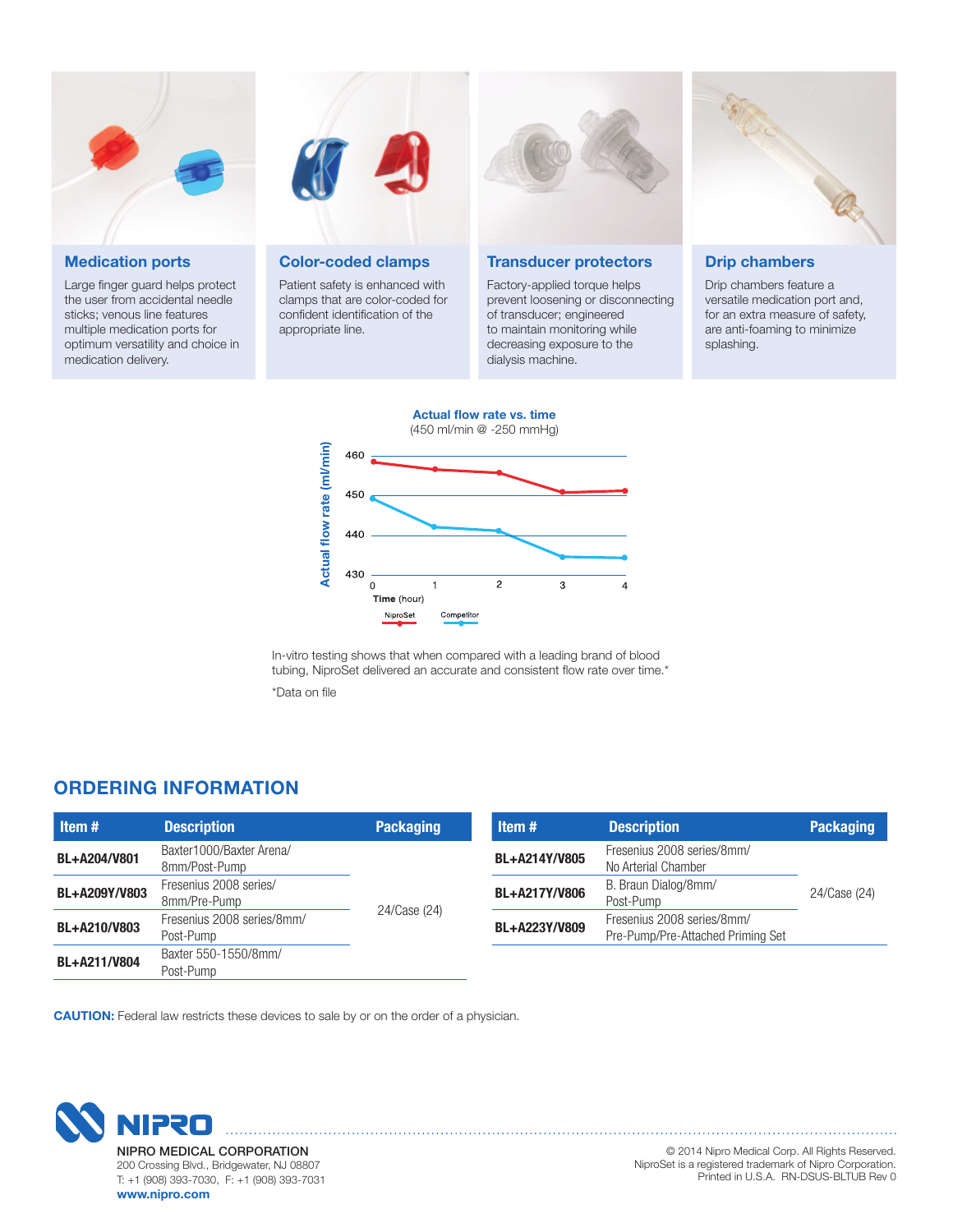### Medication ports

Large finger guard helps protect the user from accidental needle sticks; venous line features multiple medication ports for optimum versatility and choice in medication delivery.

### Color-coded clamps

Patient safety is enhanced with clamps that are color-coded for confident identification of the appropriate line.

### Transducer protectors

Factory-applied torque helps prevent loosening or disconnecting of transducer; engineered to maintain monitoring while decreasing exposure to the dialysis machine.

### Drip chambers

Drip chambers feature a versatile medication port and, for an extra measure of safety, are anti-foaming to minimize splashing.

**Actual flow rate vs. time**
(450 ml/min @ -250 mmHg)

Actual flow rate (ml/min)
460
450
440
430
0
1
2
3
4
Time (hour)
NiproSet
Competitor

In-vitro testing shows that when compared with a leading brand of blood tubing, NiproSet delivered an accurate and consistent flow rate over time.*

*Data on file

## ORDERING INFORMATION

| Item # | Description | Packaging |
|---|---|---|
| BL+A204/V801 | Baxter1000/Baxter Arena/ 8mm/Post-Pump | 24/Case (24) |
| BL+A209Y/V803 | Fresenius 2008 series/ 8mm/Pre-Pump | |
| BL+A210/V803 | Fresenius 2008 series/8mm/ Post-Pump | |
| BL+A211/V804 | Baxter 550-1550/8mm/ Post-Pump | |

| Item # | Description | Packaging |
|---|---|---|
| BL+A214Y/V805 | Fresenius 2008 series/8mm/ No Arterial Chamber | 24/Case (24) |
| BL+A217Y/V806 | B. Braun Dialog/8mm/ Post-Pump | |
| BL+A223Y/V809 | Fresenius 2008 series/8mm/ Pre-Pump/Pre-Attached Priming Set | |

**CAUTION:** Federal law restricts these devices to sale by or on the order of a physician.

NIPRO

NIPRO MEDICAL CORPORATION
200 Crossing Blvd., Bridgewater, NJ 08807
T: +1 (908) 393-7030, F: +1 (908) 393-7031
**www.nipro.com**

© 2014 Nipro Medical Corp. All Rights Reserved.
NiproSet is a registered trademark of Nipro Corporation.
Printed in U.S.A. RN-DSUS-BLTUB Rev 0